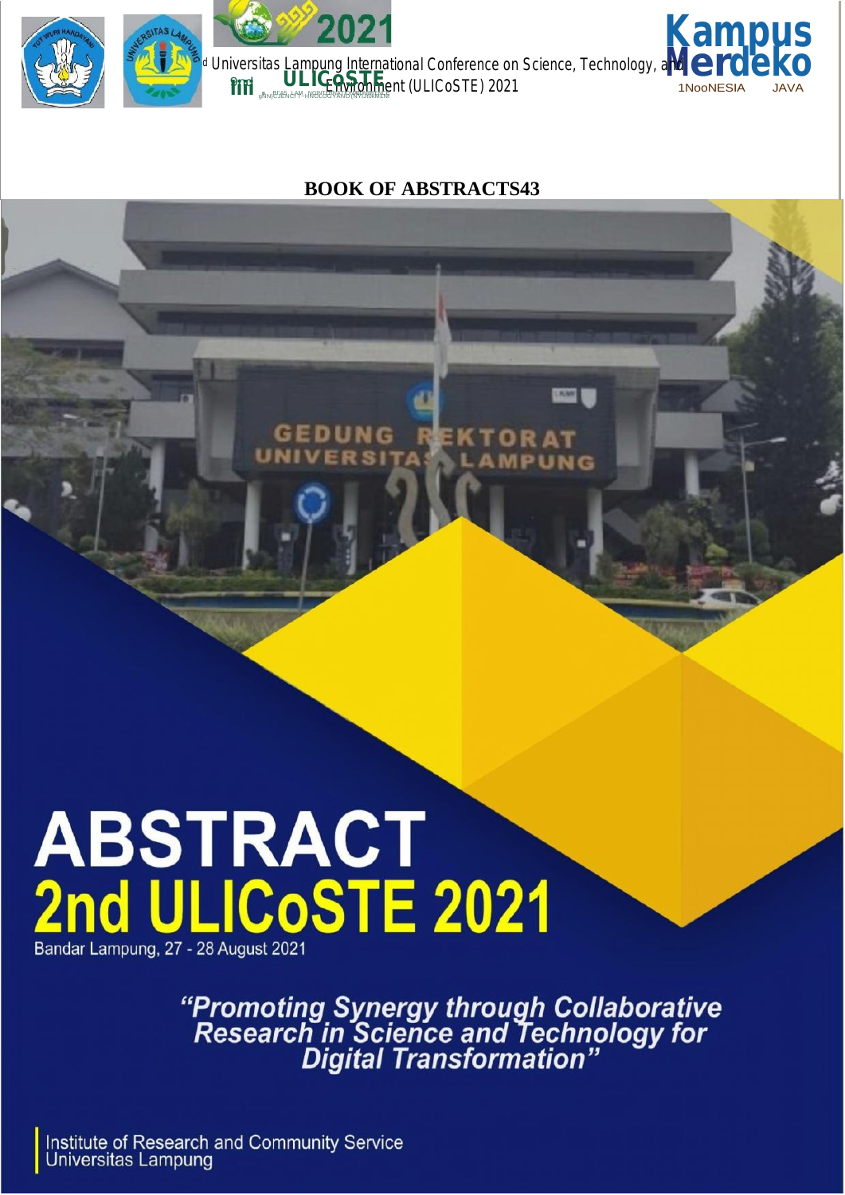2nd Universitas Lampung International Conference on Science, Technology, and Environment (ULICoSTE) 2021

**BOOK OF ABSTRACTS43**

# ABSTRACT
# 2nd ULICoSTE 2021

Bandar Lampung, 27 - 28 August 2021

***"Promoting Synergy through Collaborative Research in Science and Technology for Digital Transformation"***

Institute of Research and Community Service
Universitas Lampung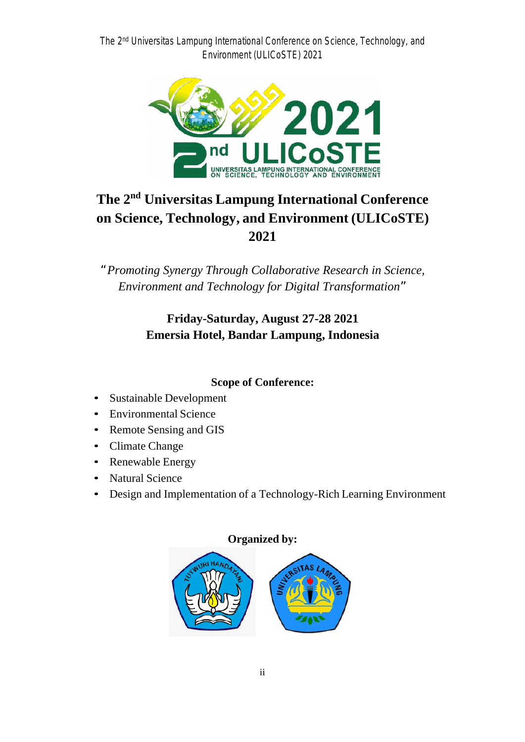# The 2nd Universitas Lampung International Conference on Science, Technology, and Environment (ULICoSTE) 2021

*"Promoting Synergy Through Collaborative Research in Science, Environment and Technology for Digital Transformation"*

**Friday-Saturday, August 27-28 2021**
**Emersia Hotel, Bandar Lampung, Indonesia**

**Scope of Conference:**

- Sustainable Development
- Environmental Science
- Remote Sensing and GIS
- Climate Change
- Renewable Energy
- Natural Science
- Design and Implementation of a Technology-Rich Learning Environment

**Organized by:**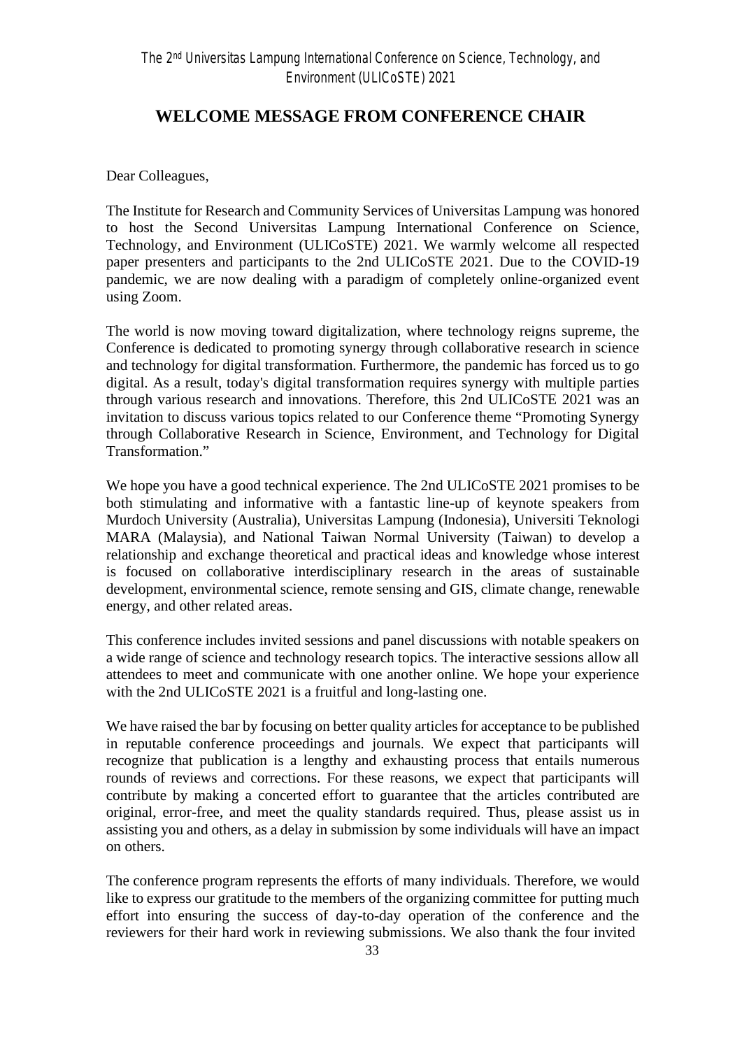# WELCOME MESSAGE FROM CONFERENCE CHAIR

Dear Colleagues,

The Institute for Research and Community Services of Universitas Lampung was honored to host the Second Universitas Lampung International Conference on Science, Technology, and Environment (ULICoSTE) 2021. We warmly welcome all respected paper presenters and participants to the 2nd ULICoSTE 2021. Due to the COVID-19 pandemic, we are now dealing with a paradigm of completely online-organized event using Zoom.

The world is now moving toward digitalization, where technology reigns supreme, the Conference is dedicated to promoting synergy through collaborative research in science and technology for digital transformation. Furthermore, the pandemic has forced us to go digital. As a result, today's digital transformation requires synergy with multiple parties through various research and innovations. Therefore, this 2nd ULICoSTE 2021 was an invitation to discuss various topics related to our Conference theme "Promoting Synergy through Collaborative Research in Science, Environment, and Technology for Digital Transformation."

We hope you have a good technical experience. The 2nd ULICoSTE 2021 promises to be both stimulating and informative with a fantastic line-up of keynote speakers from Murdoch University (Australia), Universitas Lampung (Indonesia), Universiti Teknologi MARA (Malaysia), and National Taiwan Normal University (Taiwan) to develop a relationship and exchange theoretical and practical ideas and knowledge whose interest is focused on collaborative interdisciplinary research in the areas of sustainable development, environmental science, remote sensing and GIS, climate change, renewable energy, and other related areas.

This conference includes invited sessions and panel discussions with notable speakers on a wide range of science and technology research topics. The interactive sessions allow all attendees to meet and communicate with one another online. We hope your experience with the 2nd ULICoSTE 2021 is a fruitful and long-lasting one.

We have raised the bar by focusing on better quality articles for acceptance to be published in reputable conference proceedings and journals. We expect that participants will recognize that publication is a lengthy and exhausting process that entails numerous rounds of reviews and corrections. For these reasons, we expect that participants will contribute by making a concerted effort to guarantee that the articles contributed are original, error-free, and meet the quality standards required. Thus, please assist us in assisting you and others, as a delay in submission by some individuals will have an impact on others.

The conference program represents the efforts of many individuals. Therefore, we would like to express our gratitude to the members of the organizing committee for putting much effort into ensuring the success of day-to-day operation of the conference and the reviewers for their hard work in reviewing submissions. We also thank the four invited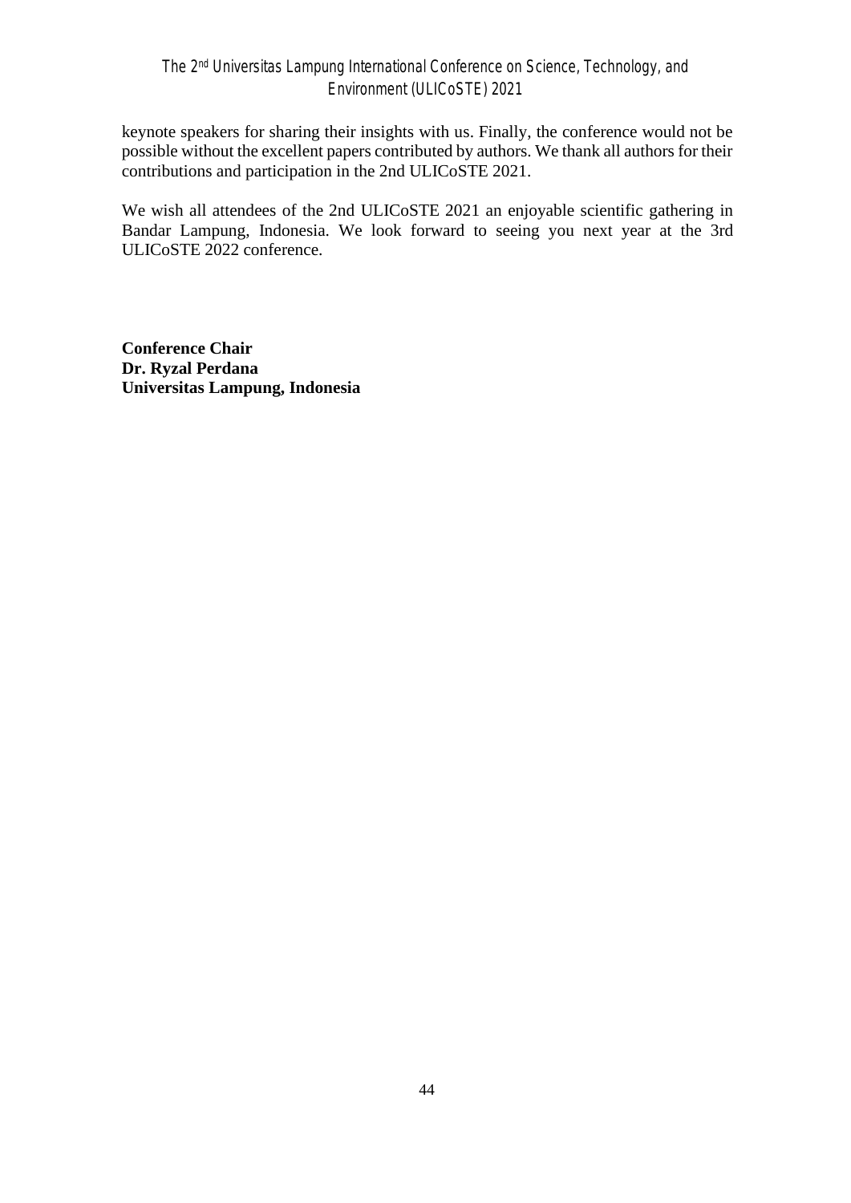keynote speakers for sharing their insights with us. Finally, the conference would not be possible without the excellent papers contributed by authors. We thank all authors for their contributions and participation in the 2nd ULICoSTE 2021.

We wish all attendees of the 2nd ULICoSTE 2021 an enjoyable scientific gathering in Bandar Lampung, Indonesia. We look forward to seeing you next year at the 3rd ULICoSTE 2022 conference.

**Conference Chair**
**Dr. Ryzal Perdana**
**Universitas Lampung, Indonesia**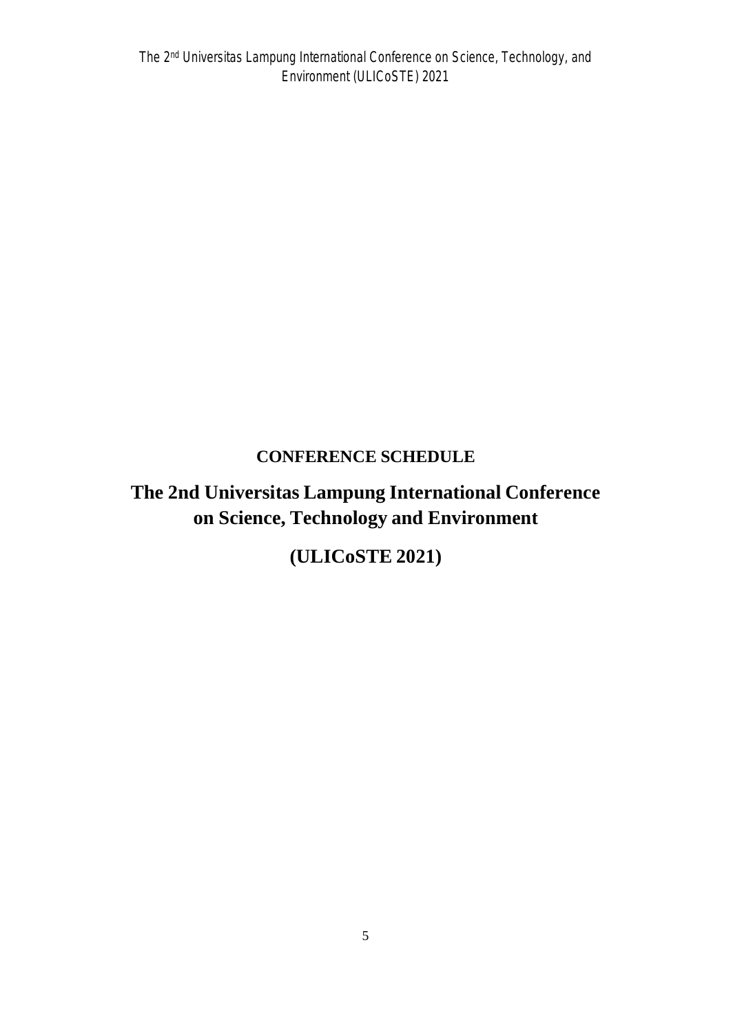# CONFERENCE SCHEDULE

# The 2nd Universitas Lampung International Conference on Science, Technology and Environment

# (ULICoSTE 2021)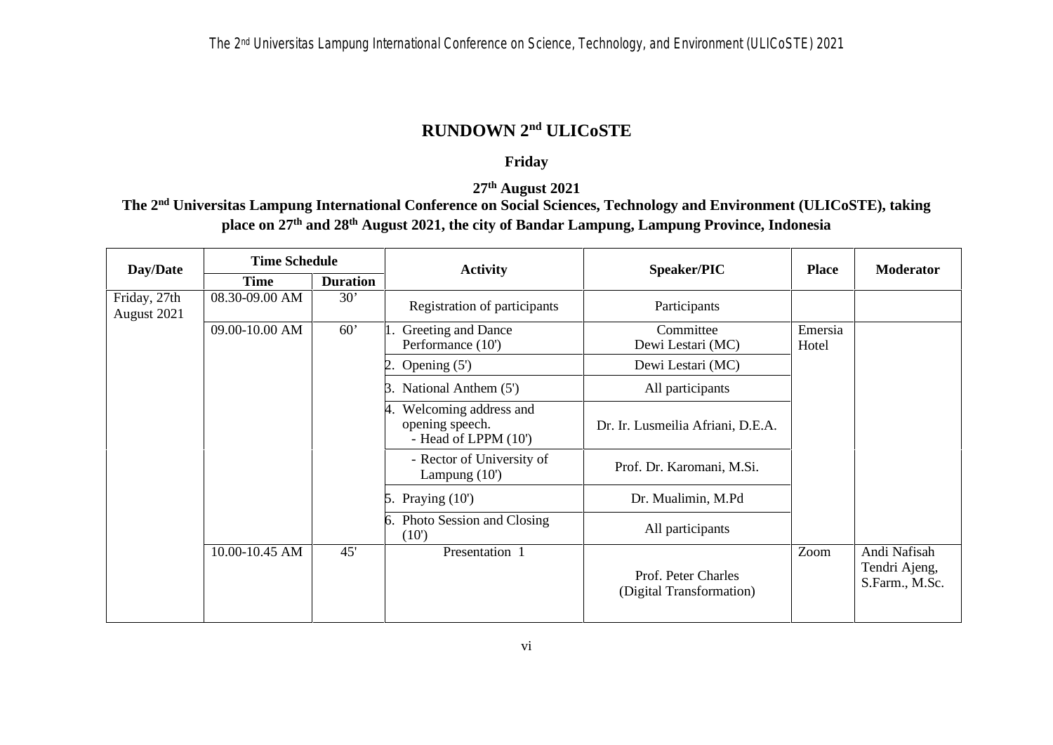# RUNDOWN 2nd ULICoSTE

**Friday**

**27th August 2021**

**The 2nd Universitas Lampung International Conference on Social Sciences, Technology and Environment (ULICoSTE), taking place on 27th and 28th August 2021, the city of Bandar Lampung, Lampung Province, Indonesia**

| Day/Date | Time Schedule | | Activity | Speaker/PIC | Place | Moderator |
|---|---|---|---|---|---|---|
| | Time | Duration | | | | |
| Friday, 27th August 2021 | 08.30-09.00 AM | 30' | Registration of participants | Participants | | |
| | 09.00-10.00 AM | 60' | 1. Greeting and Dance Performance (10') | Committee Dewi Lestari (MC) | Emersia Hotel | |
| | | | 2. Opening (5') | Dewi Lestari (MC) | | |
| | | | 3. National Anthem (5') | All participants | | |
| | | | 4. Welcoming address and opening speech. - Head of LPPM (10') | Dr. Ir. Lusmeilia Afriani, D.E.A. | | |
| | | | - Rector of University of Lampung (10') | Prof. Dr. Karomani, M.Si. | | |
| | | | 5. Praying (10') | Dr. Mualimin, M.Pd | | |
| | | | 6. Photo Session and Closing (10') | All participants | | |
| | 10.00-10.45 AM | 45' | Presentation 1 | Prof. Peter Charles (Digital Transformation) | Zoom | Andi Nafisah Tendri Ajeng, S.Farm., M.Sc. |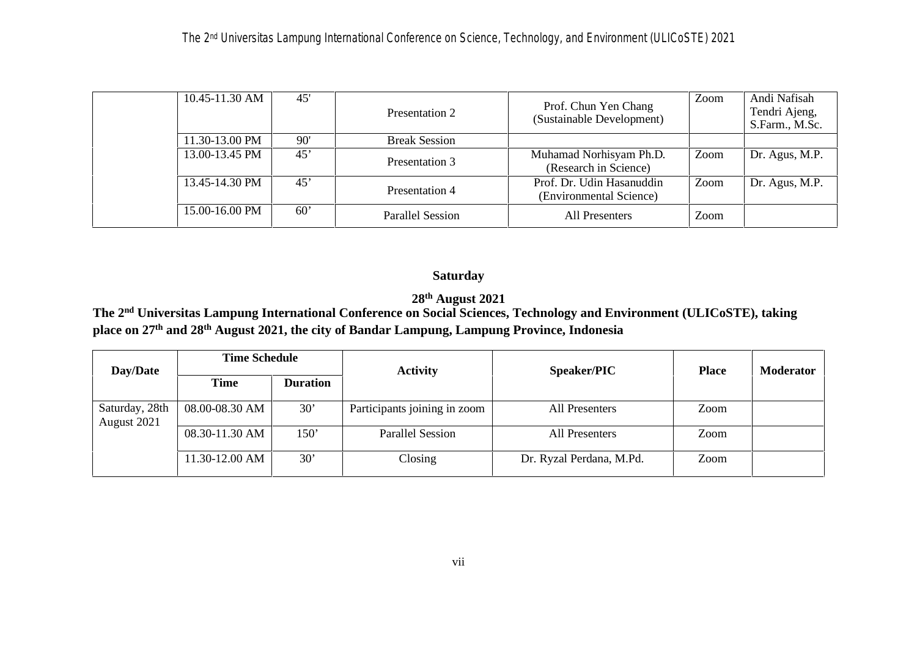| | 10.45-11.30 AM | 45' | Presentation 2 | Prof. Chun Yen Chang (Sustainable Development) | Zoom | Andi Nafisah Tendri Ajeng, S.Farm., M.Sc. |
|---|---|---|---|---|---|---|
| | 11.30-13.00 PM | 90' | Break Session | | | |
| | 13.00-13.45 PM | 45’ | Presentation 3 | Muhamad Norhisyam Ph.D. (Research in Science) | Zoom | Dr. Agus, M.P. |
| | 13.45-14.30 PM | 45’ | Presentation 4 | Prof. Dr. Udin Hasanuddin (Environmental Science) | Zoom | Dr. Agus, M.P. |
| | 15.00-16.00 PM | 60’ | Parallel Session | All Presenters | Zoom | |

**Saturday**

**28th August 2021**

**The 2nd Universitas Lampung International Conference on Social Sciences, Technology and Environment (ULICoSTE), taking place on 27th and 28th August 2021, the city of Bandar Lampung, Lampung Province, Indonesia**

| Day/Date | Time Schedule | | Activity | Speaker/PIC | Place | Moderator |
|---|---|---|---|---|---|---|
| | Time | Duration | | | | |
| Saturday, 28th August 2021 | 08.00-08.30 AM | 30’ | Participants joining in zoom | All Presenters | Zoom | |
| | 08.30-11.30 AM | 150’ | Parallel Session | All Presenters | Zoom | |
| | 11.30-12.00 AM | 30’ | Closing | Dr. Ryzal Perdana, M.Pd. | Zoom | |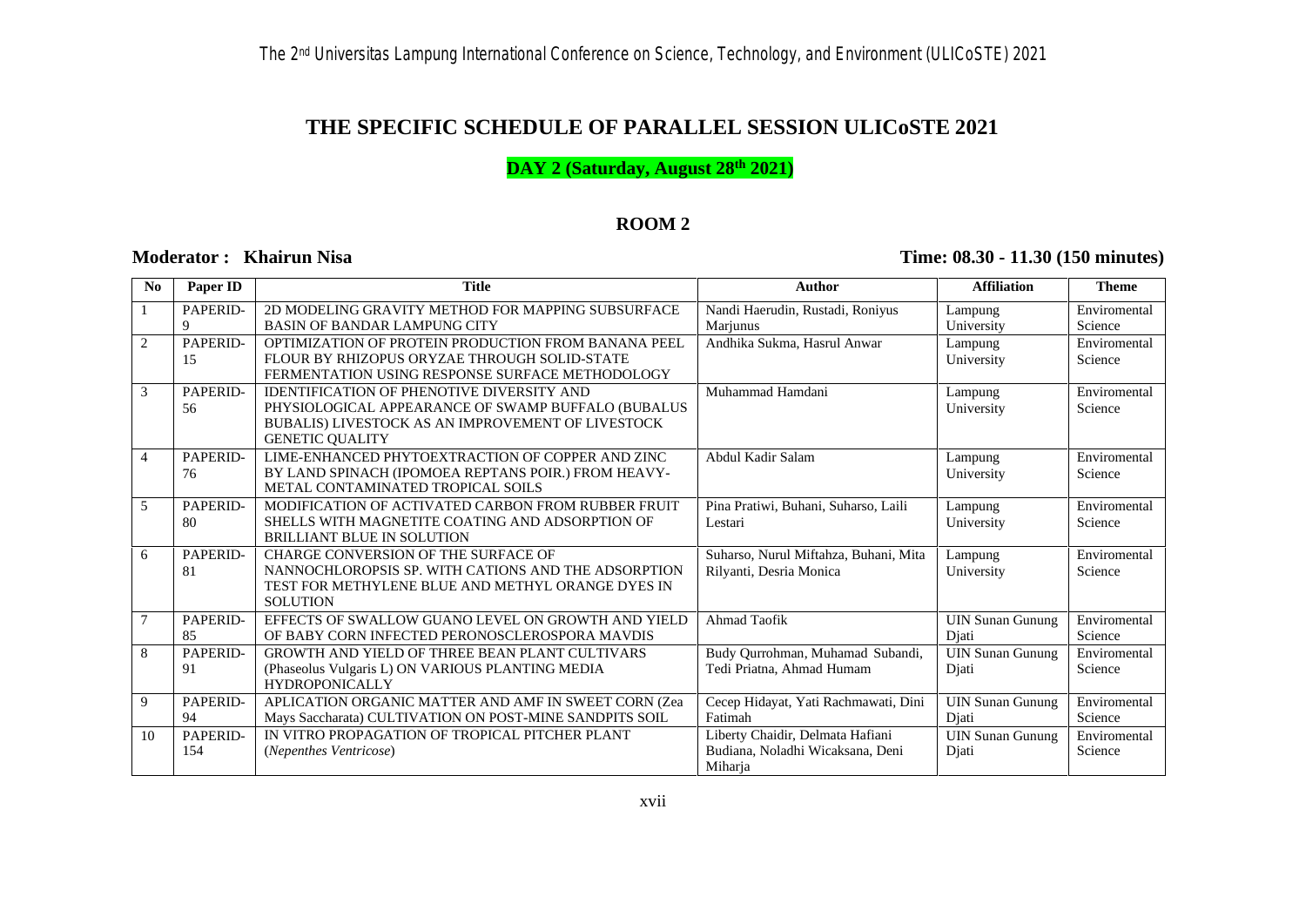# THE SPECIFIC SCHEDULE OF PARALLEL SESSION ULICoSTE 2021

## DAY 2 (Saturday, August 28th 2021)

### ROOM 2

**Moderator : Khairun Nisa** **Time: 08.30 - 11.30 (150 minutes)**

| No | Paper ID | Title | Author | Affiliation | Theme |
|---|---|---|---|---|---|
| 1 | PAPERID-9 | 2D MODELING GRAVITY METHOD FOR MAPPING SUBSURFACE BASIN OF BANDAR LAMPUNG CITY | Nandi Haerudin, Rustadi, Roniyus Marjunus | Lampung University | Enviromental Science |
| 2 | PAPERID-15 | OPTIMIZATION OF PROTEIN PRODUCTION FROM BANANA PEEL FLOUR BY RHIZOPUS ORYZAE THROUGH SOLID-STATE FERMENTATION USING RESPONSE SURFACE METHODOLOGY | Andhika Sukma, Hasrul Anwar | Lampung University | Enviromental Science |
| 3 | PAPERID-56 | IDENTIFICATION OF PHENOTIVE DIVERSITY AND PHYSIOLOGICAL APPEARANCE OF SWAMP BUFFALO (BUBALUS BUBALIS) LIVESTOCK AS AN IMPROVEMENT OF LIVESTOCK GENETIC QUALITY | Muhammad Hamdani | Lampung University | Enviromental Science |
| 4 | PAPERID-76 | LIME-ENHANCED PHYTOEXTRACTION OF COPPER AND ZINC BY LAND SPINACH (IPOMOEA REPTANS POIR.) FROM HEAVY-METAL CONTAMINATED TROPICAL SOILS | Abdul Kadir Salam | Lampung University | Enviromental Science |
| 5 | PAPERID-80 | MODIFICATION OF ACTIVATED CARBON FROM RUBBER FRUIT SHELLS WITH MAGNETITE COATING AND ADSORPTION OF BRILLIANT BLUE IN SOLUTION | Pina Pratiwi, Buhani, Suharso, Laili Lestari | Lampung University | Enviromental Science |
| 6 | PAPERID-81 | CHARGE CONVERSION OF THE SURFACE OF NANNOCHLOROPSIS SP. WITH CATIONS AND THE ADSORPTION TEST FOR METHYLENE BLUE AND METHYL ORANGE DYES IN SOLUTION | Suharso, Nurul Miftahza, Buhani, Mita Rilyanti, Desria Monica | Lampung University | Enviromental Science |
| 7 | PAPERID-85 | EFFECTS OF SWALLOW GUANO LEVEL ON GROWTH AND YIELD OF BABY CORN INFECTED PERONOSCLEROSPORA MAVDIS | Ahmad Taofik | UIN Sunan Gunung Djati | Enviromental Science |
| 8 | PAPERID-91 | GROWTH AND YIELD OF THREE BEAN PLANT CULTIVARS (Phaseolus Vulgaris L) ON VARIOUS PLANTING MEDIA HYDROPONICALLY | Budy Qurrohman, Muhamad Subandi, Tedi Priatna, Ahmad Humam | UIN Sunan Gunung Djati | Enviromental Science |
| 9 | PAPERID-94 | APLICATION ORGANIC MATTER AND AMF IN SWEET CORN (Zea Mays Saccharata) CULTIVATION ON POST-MINE SANDPITS SOIL | Cecep Hidayat, Yati Rachmawati, Dini Fatimah | UIN Sunan Gunung Djati | Enviromental Science |
| 10 | PAPERID-154 | IN VITRO PROPAGATION OF TROPICAL PITCHER PLANT (*Nepenthes Ventricose*) | Liberty Chaidir, Delmata Hafiani Budiana, Noladhi Wicaksana, Deni Miharja | UIN Sunan Gunung Djati | Enviromental Science |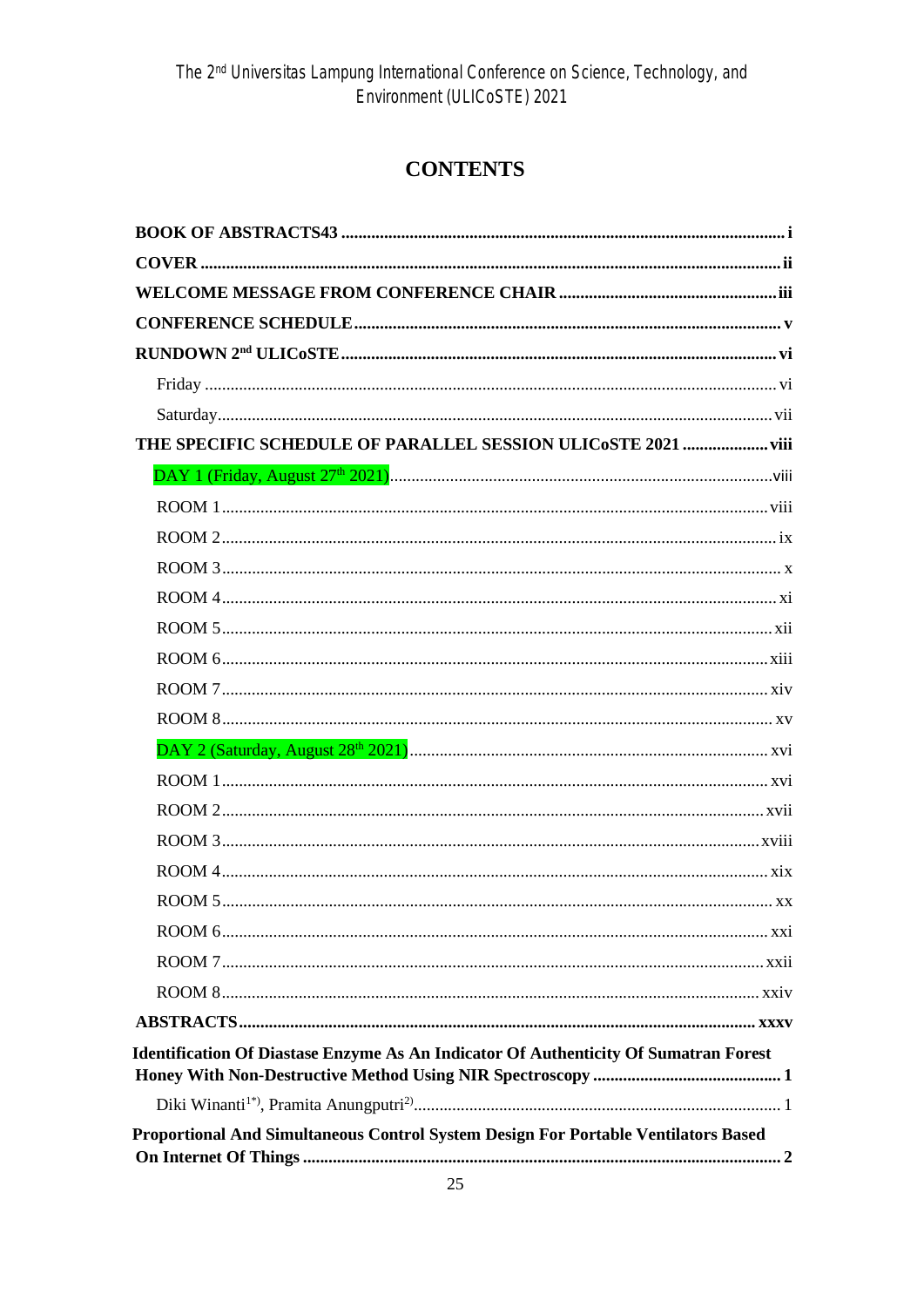# CONTENTS

**BOOK OF ABSTRACTS43** ...... i

**COVER** ...... ii

**WELCOME MESSAGE FROM CONFERENCE CHAIR** ...... iii

**CONFERENCE SCHEDULE** ...... v

**RUNDOWN 2nd ULICoSTE** ...... vi

- Friday ...... vi
- Saturday ...... vii

**THE SPECIFIC SCHEDULE OF PARALLEL SESSION ULICoSTE 2021** ...... viii

- DAY 1 (Friday, August 27th 2021) ...... viii
  - ROOM 1 ...... viii
  - ROOM 2 ...... ix
  - ROOM 3 ...... x
  - ROOM 4 ...... xi
  - ROOM 5 ...... xii
  - ROOM 6 ...... xiii
  - ROOM 7 ...... xiv
  - ROOM 8 ...... xv
- DAY 2 (Saturday, August 28th 2021) ...... xvi
  - ROOM 1 ...... xvi
  - ROOM 2 ...... xvii
  - ROOM 3 ...... xviii
  - ROOM 4 ...... xix
  - ROOM 5 ...... xx
  - ROOM 6 ...... xxi
  - ROOM 7 ...... xxii
  - ROOM 8 ...... xxiv

**ABSTRACTS** ...... xxxv

**Identification Of Diastase Enzyme As An Indicator Of Authenticity Of Sumatran Forest Honey With Non-Destructive Method Using NIR Spectroscopy** ...... 1

- Diki Winanti[1*)], Pramita Anungputri[2)] ...... 1

**Proportional And Simultaneous Control System Design For Portable Ventilators Based On Internet Of Things** ...... 2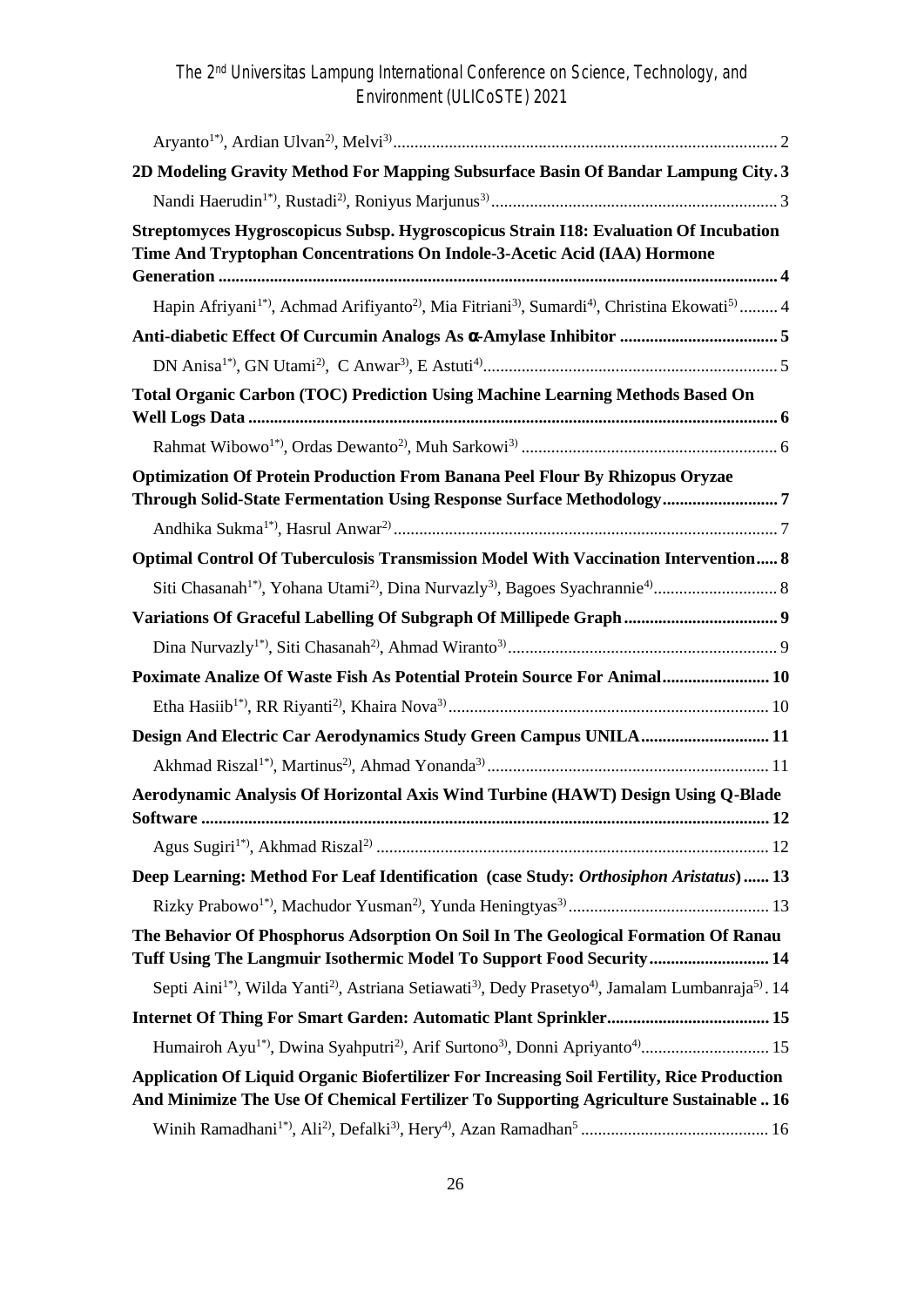Aryanto[1*)], Ardian Ulvan[2)], Melvi[3)] ........................................................................................ 2

**2D Modeling Gravity Method For Mapping Subsurface Basin Of Bandar Lampung City . 3**

Nandi Haerudin[1*)], Rustadi[2)], Roniyus Marjunus[3)] .................................................................. 3

**Streptomyces Hygroscopicus Subsp. Hygroscopicus Strain I18: Evaluation Of Incubation Time And Tryptophan Concentrations On Indole-3-Acetic Acid (IAA) Hormone Generation ................................................................................................................................. 4**

Hapin Afriyani[1*)], Achmad Arifiyanto[2)], Mia Fitriani[3)], Sumardi[4)], Christina Ekowati[5)] ......... 4

**Anti-diabetic Effect Of Curcumin Analogs As α-Amylase Inhibitor .................................... 5**

DN Anisa[1*)], GN Utami[2)], C Anwar[3)], E Astuti[4)] .................................................................... 5

**Total Organic Carbon (TOC) Prediction Using Machine Learning Methods Based On Well Logs Data ........................................................................................................................... 6**

Rahmat Wibowo[1*)], Ordas Dewanto[2)], Muh Sarkowi[3)] ........................................................... 6

**Optimization Of Protein Production From Banana Peel Flour By Rhizopus Oryzae Through Solid-State Fermentation Using Response Surface Methodology .......................... 7**

Andhika Sukma[1*)], Hasrul Anwar[2)] ........................................................................................ 7

**Optimal Control Of Tuberculosis Transmission Model With Vaccination Intervention ..... 8**

Siti Chasanah[1*)], Yohana Utami[2)], Dina Nurvazly[3)], Bagoes Syachrannie[4)] ............................ 8

**Variations Of Graceful Labelling Of Subgraph Of Millipede Graph .................................. 9**

Dina Nurvazly[1*)], Siti Chasanah[2)], Ahmad Wiranto[3)] ............................................................... 9

**Poximate Analize Of Waste Fish As Potential Protein Source For Animal ........................ 10**

Etha Hasiib[1*)], RR Riyanti[2)], Khaira Nova[3)] .......................................................................... 10

**Design And Electric Car Aerodynamics Study Green Campus UNILA ............................ 11**

Akhmad Riszal[1*)], Martinus[2)], Ahmad Yonanda[3)] ................................................................. 11

**Aerodynamic Analysis Of Horizontal Axis Wind Turbine (HAWT) Design Using Q-Blade Software ................................................................................................................................... 12**

Agus Sugiri[1*)], Akhmad Riszal[2)] ........................................................................................... 12

**Deep Learning: Method For Leaf Identification (case Study: *Orthosiphon Aristatus*) ...... 13**

Rizky Prabowo[1*)], Machudor Yusman[2)], Yunda Heningtyas[3)] .............................................. 13

**The Behavior Of Phosphorus Adsorption On Soil In The Geological Formation Of Ranau Tuff Using The Langmuir Isothermic Model To Support Food Security ........................... 14**

Septi Aini[1*)], Wilda Yanti[2)], Astriana Setiawati[3)], Dedy Prasetyo[4)], Jamalam Lumbanraja[5)] . 14

**Internet Of Thing For Smart Garden: Automatic Plant Sprinkler ..................................... 15**

Humairoh Ayu[1*)], Dwina Syahputri[2)], Arif Surtono[3)], Donni Apriyanto[4)] ............................. 15

**Application Of Liquid Organic Biofertilizer For Increasing Soil Fertility, Rice Production And Minimize The Use Of Chemical Fertilizer To Supporting Agriculture Sustainable .. 16**

Winih Ramadhani[1*)], Ali[2)], Defalki[3)], Hery[4)], Azan Ramadhan[5] ........................................... 16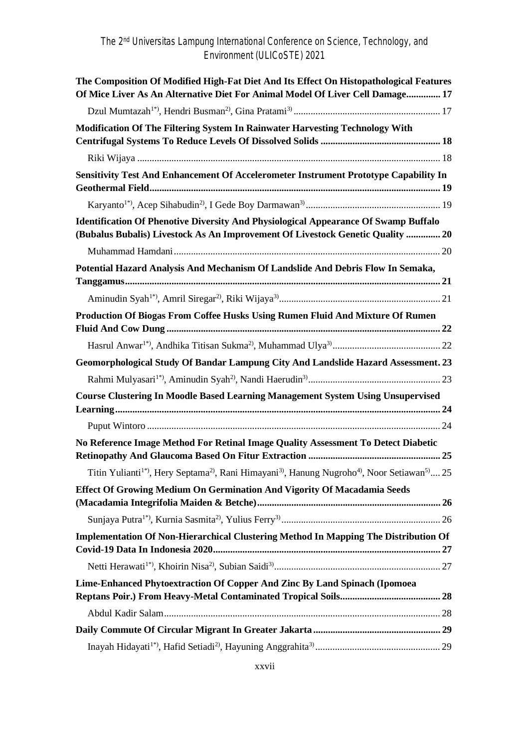**The Composition Of Modified High-Fat Diet And Its Effect On Histopathological Features Of Mice Liver As An Alternative Diet For Animal Model Of Liver Cell Damage.............. 17**

Dzul Mumtazah[1*)], Hendri Busman[2)], Gina Pratami[3)] ............................................................ 17

**Modification Of The Filtering System In Rainwater Harvesting Technology With Centrifugal Systems To Reduce Levels Of Dissolved Solids ................................................ 18**

Riki Wijaya .......................................................................................................................... 18

**Sensitivity Test And Enhancement Of Accelerometer Instrument Prototype Capability In Geothermal Field...................................................................................................................... 19**

Karyanto[1*)], Acep Sihabudin[2)], I Gede Boy Darmawan[3)] ....................................................... 19

**Identification Of Phenotive Diversity And Physiological Appearance Of Swamp Buffalo (Bubalus Bubalis) Livestock As An Improvement Of Livestock Genetic Quality .............. 20**

Muhammad Hamdani ........................................................................................................... 20

**Potential Hazard Analysis And Mechanism Of Landslide And Debris Flow In Semaka, Tanggamus................................................................................................................................ 21**

Aminudin Syah[1*)], Amril Siregar[2)], Riki Wijaya[3)] ................................................................. 21

**Production Of Biogas From Coffee Husks Using Rumen Fluid And Mixture Of Rumen Fluid And Cow Dung ............................................................................................................... 22**

Hasrul Anwar[1*)], Andhika Titisan Sukma[2)], Muhammad Ulya[3)] ............................................ 22

**Geomorphological Study Of Bandar Lampung City And Landslide Hazard Assessment. 23**

Rahmi Mulyasari[1*)], Aminudin Syah[2)], Nandi Haerudin[3)] ...................................................... 23

**Course Clustering In Moodle Based Learning Management System Using Unsupervised Learning.................................................................................................................................... 24**

Puput Wintoro ....................................................................................................................... 24

**No Reference Image Method For Retinal Image Quality Assessment To Detect Diabetic Retinopathy And Glaucoma Based On Fitur Extraction ..................................................... 25**

Titin Yulianti[1*)], Hery Septama[2)], Rani Himayani[3)], Hanung Nugroho[4)], Noor Setiawan[5)].... 25

**Effect Of Growing Medium On Germination And Vigority Of Macadamia Seeds (Macadamia Integrifolia Maiden & Betche)........................................................................... 26**

Sunjaya Putra[1*)], Kurnia Sasmita[2)], Yulius Ferry[3)] ................................................................. 26

**Implementation Of Non-Hierarchical Clustering Method In Mapping The Distribution Of Covid-19 Data In Indonesia 2020............................................................................................ 27**

Netti Herawati[1*)], Khoirin Nisa[2)], Subian Saidi[3)] ................................................................... 27

**Lime-Enhanced Phytoextraction Of Copper And Zinc By Land Spinach (Ipomoea Reptans Poir.) From Heavy-Metal Contaminated Tropical Soils......................................... 28**

Abdul Kadir Salam................................................................................................................ 28

**Daily Commute Of Circular Migrant In Greater Jakarta .................................................... 29**

Inayah Hidayati[1*)], Hafid Setiadi[2)], Hayuning Anggrahita[3)] ................................................... 29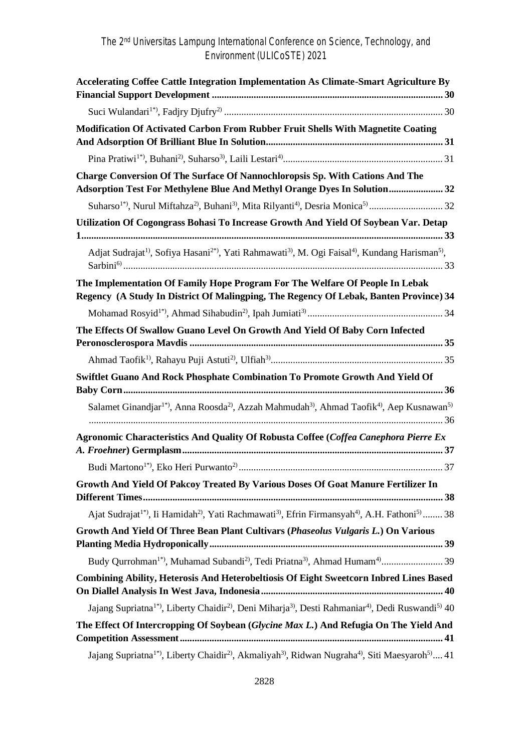**Accelerating Coffee Cattle Integration Implementation As Climate-Smart Agriculture By Financial Support Development** ........ 30

Suci Wulandari[1*)], Fadjry Djufry[2)] ........ 30

**Modification Of Activated Carbon From Rubber Fruit Shells With Magnetite Coating And Adsorption Of Brilliant Blue In Solution** ........ 31

Pina Pratiwi[1*)], Buhani[2)], Suharso[3)], Laili Lestari[4)] ........ 31

**Charge Conversion Of The Surface Of Nannochloropsis Sp. With Cations And The Adsorption Test For Methylene Blue And Methyl Orange Dyes In Solution** ........ 32

Suharso[1*)], Nurul Miftahza[2)], Buhani[3)], Mita Rilyanti[4)], Desria Monica[5)] ........ 32

**Utilization Of Cogongrass Bohasi To Increase Growth And Yield Of Soybean Var. Detap 1** ........ 33

Adjat Sudrajat[1)], Sofiya Hasani[2*)], Yati Rahmawati[3)], M. Ogi Faisal[4)], Kundang Harisman[5)], Sarbini[6)] ........ 33

**The Implementation Of Family Hope Program For The Welfare Of People In Lebak Regency (A Study In District Of Malingping, The Regency Of Lebak, Banten Province)** 34

Mohamad Rosyid[1*)], Ahmad Sihabudin[2)], Ipah Jumiati[3)] ........ 34

**The Effects Of Swallow Guano Level On Growth And Yield Of Baby Corn Infected Peronosclerospora Mavdis** ........ 35

Ahmad Taofik[1)], Rahayu Puji Astuti[2)], Ulfiah[3)] ........ 35

**Swiftlet Guano And Rock Phosphate Combination To Promote Growth And Yield Of Baby Corn** ........ 36

Salamet Ginandjar[1*)], Anna Roosda[2)], Azzah Mahmudah[3)], Ahmad Taofik[4)], Aep Kusnawan[5)] ........ 36

**Agronomic Characteristics And Quality Of Robusta Coffee (*Coffea Canephora Pierre Ex A. Froehner*) Germplasm** ........ 37

Budi Martono[1*)], Eko Heri Purwanto[2)] ........ 37

**Growth And Yield Of Pakcoy Treated By Various Doses Of Goat Manure Fertilizer In Different Times** ........ 38

Ajat Sudrajat[1*)], Ii Hamidah[2)], Yati Rachmawati[3)], Efrin Firmansyah[4)], A.H. Fathoni[5)] ........ 38

**Growth And Yield Of Three Bean Plant Cultivars (*Phaseolus Vulgaris L.*) On Various Planting Media Hydroponically** ........ 39

Budy Qurrohman[1*)], Muhamad Subandi[2)], Tedi Priatna[3)], Ahmad Humam[4)] ........ 39

**Combining Ability, Heterosis And Heterobeltiosis Of Eight Sweetcorn Inbred Lines Based On Diallel Analysis In West Java, Indonesia** ........ 40

Jajang Supriatna[1*)], Liberty Chaidir[2)], Deni Miharja[3)], Desti Rahmaniar[4)], Dedi Ruswandi[5)] 40

**The Effect Of Intercropping Of Soybean (*Glycine Max L.*) And Refugia On The Yield And Competition Assessment** ........ 41

Jajang Supriatna[1*)], Liberty Chaidir[2)], Akmaliyah[3)], Ridwan Nugraha[4)], Siti Maesyaroh[5)] .... 41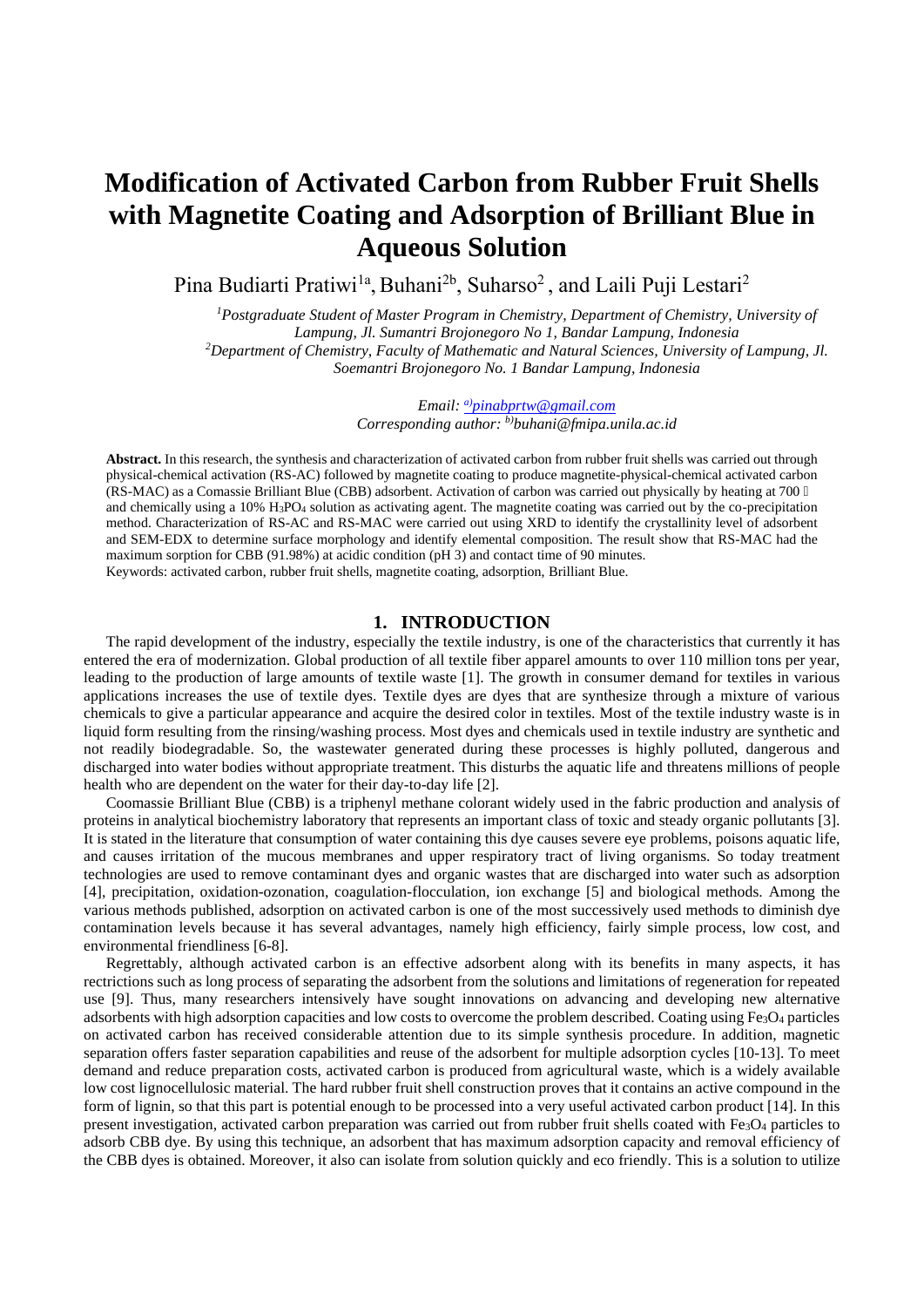# Modification of Activated Carbon from Rubber Fruit Shells with Magnetite Coating and Adsorption of Brilliant Blue in Aqueous Solution

Pina Budiarti Pratiwi[1a], Buhani[2b], Suharso[2], and Laili Puji Lestari[2]

*[1]Postgraduate Student of Master Program in Chemistry, Department of Chemistry, University of Lampung, Jl. Sumantri Brojonegoro No 1, Bandar Lampung, Indonesia*
*[2]Department of Chemistry, Faculty of Mathematic and Natural Sciences, University of Lampung, Jl. Soemantri Brojonegoro No. 1 Bandar Lampung, Indonesia*

*Email: [a)]pinabprtw@gmail.com*
*Corresponding author: [b)]buhani@fmipa.unila.ac.id*

**Abstract.** In this research, the synthesis and characterization of activated carbon from rubber fruit shells was carried out through physical-chemical activation (RS-AC) followed by magnetite coating to produce magnetite-physical-chemical activated carbon (RS-MAC) as a Comassie Brilliant Blue (CBB) adsorbent. Activation of carbon was carried out physically by heating at 700 and chemically using a 10% $H_3PO_4$ solution as activating agent. The magnetite coating was carried out by the co-precipitation method. Characterization of RS-AC and RS-MAC were carried out using XRD to identify the crystallinity level of adsorbent and SEM-EDX to determine surface morphology and identify elemental composition. The result show that RS-MAC had the maximum sorption for CBB (91.98%) at acidic condition (pH 3) and contact time of 90 minutes.
Keywords: activated carbon, rubber fruit shells, magnetite coating, adsorption, Brilliant Blue.

## 1. INTRODUCTION

The rapid development of the industry, especially the textile industry, is one of the characteristics that currently it has entered the era of modernization. Global production of all textile fiber apparel amounts to over 110 million tons per year, leading to the production of large amounts of textile waste [1]. The growth in consumer demand for textiles in various applications increases the use of textile dyes. Textile dyes are dyes that are synthesize through a mixture of various chemicals to give a particular appearance and acquire the desired color in textiles. Most of the textile industry waste is in liquid form resulting from the rinsing/washing process. Most dyes and chemicals used in textile industry are synthetic and not readily biodegradable. So, the wastewater generated during these processes is highly polluted, dangerous and discharged into water bodies without appropriate treatment. This disturbs the aquatic life and threatens millions of people health who are dependent on the water for their day-to-day life [2].

Coomassie Brilliant Blue (CBB) is a triphenyl methane colorant widely used in the fabric production and analysis of proteins in analytical biochemistry laboratory that represents an important class of toxic and steady organic pollutants [3]. It is stated in the literature that consumption of water containing this dye causes severe eye problems, poisons aquatic life, and causes irritation of the mucous membranes and upper respiratory tract of living organisms. So today treatment technologies are used to remove contaminant dyes and organic wastes that are discharged into water such as adsorption [4], precipitation, oxidation-ozonation, coagulation-flocculation, ion exchange [5] and biological methods. Among the various methods published, adsorption on activated carbon is one of the most successively used methods to diminish dye contamination levels because it has several advantages, namely high efficiency, fairly simple process, low cost, and environmental friendliness [6-8].

Regrettably, although activated carbon is an effective adsorbent along with its benefits in many aspects, it has rectrictions such as long process of separating the adsorbent from the solutions and limitations of regeneration for repeated use [9]. Thus, many researchers intensively have sought innovations on advancing and developing new alternative adsorbents with high adsorption capacities and low costs to overcome the problem described. Coating using $Fe_3O_4$ particles on activated carbon has received considerable attention due to its simple synthesis procedure. In addition, magnetic separation offers faster separation capabilities and reuse of the adsorbent for multiple adsorption cycles [10-13]. To meet demand and reduce preparation costs, activated carbon is produced from agricultural waste, which is a widely available low cost lignocellulosic material. The hard rubber fruit shell construction proves that it contains an active compound in the form of lignin, so that this part is potential enough to be processed into a very useful activated carbon product [14]. In this present investigation, activated carbon preparation was carried out from rubber fruit shells coated with $Fe_3O_4$ particles to adsorb CBB dye. By using this technique, an adsorbent that has maximum adsorption capacity and removal efficiency of the CBB dyes is obtained. Moreover, it also can isolate from solution quickly and eco friendly. This is a solution to utilize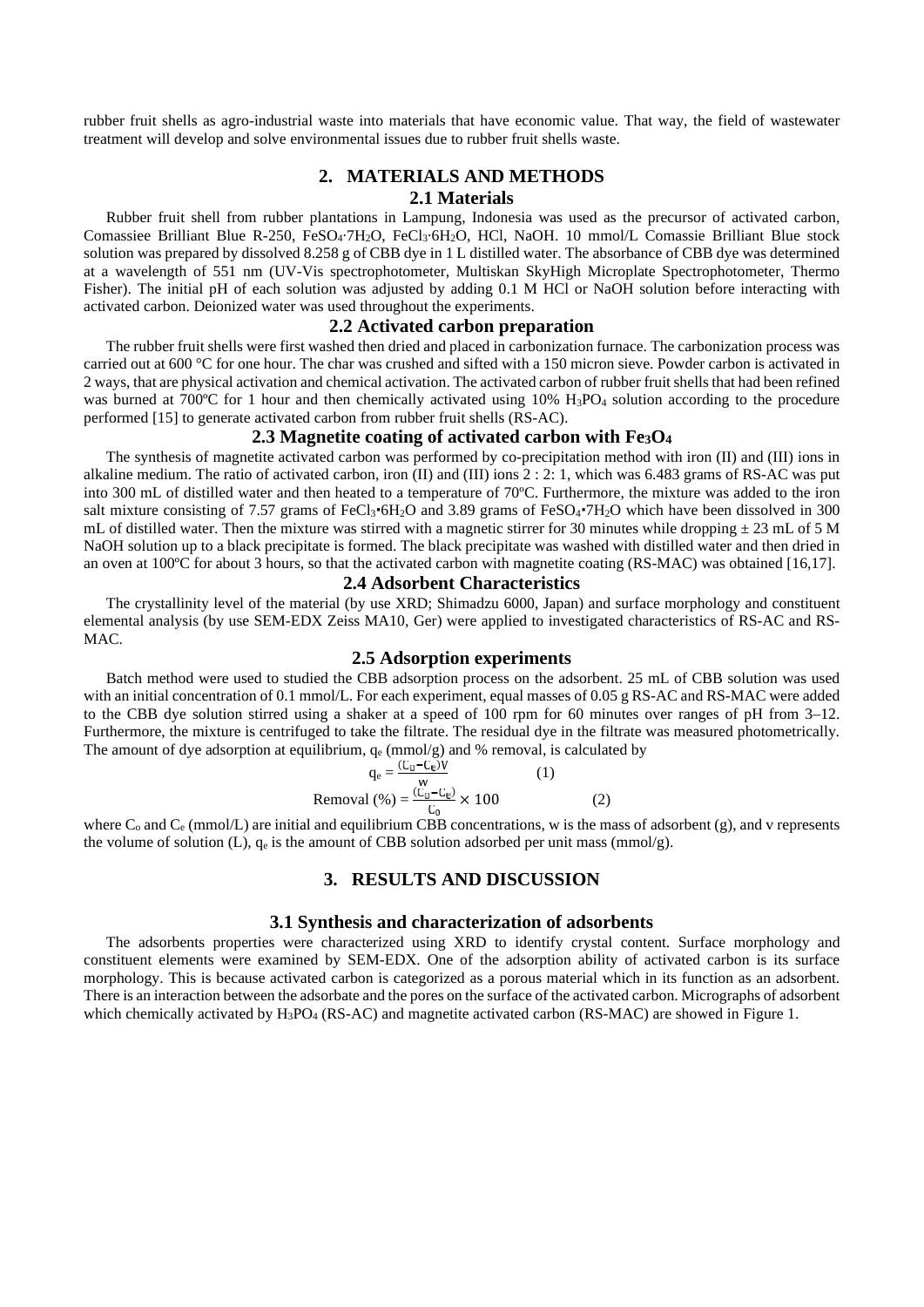rubber fruit shells as agro-industrial waste into materials that have economic value. That way, the field of wastewater treatment will develop and solve environmental issues due to rubber fruit shells waste.

## 2. MATERIALS AND METHODS

### 2.1 Materials

Rubber fruit shell from rubber plantations in Lampung, Indonesia was used as the precursor of activated carbon, Comassiee Brilliant Blue R-250, $FeSO_4 \cdot 7H_2O$, $FeCl_3 \cdot 6H_2O$, HCl, NaOH. 10 mmol/L Comassie Brilliant Blue stock solution was prepared by dissolved 8.258 g of CBB dye in 1 L distilled water. The absorbance of CBB dye was determined at a wavelength of 551 nm (UV-Vis spectrophotometer, Multiskan SkyHigh Microplate Spectrophotometer, Thermo Fisher). The initial pH of each solution was adjusted by adding 0.1 M HCl or NaOH solution before interacting with activated carbon. Deionized water was used throughout the experiments.

### 2.2 Activated carbon preparation

The rubber fruit shells were first washed then dried and placed in carbonization furnace. The carbonization process was carried out at 600 °C for one hour. The char was crushed and sifted with a 150 micron sieve. Powder carbon is activated in 2 ways, that are physical activation and chemical activation. The activated carbon of rubber fruit shells that had been refined was burned at 700ºC for 1 hour and then chemically activated using 10% $H_3PO_4$ solution according to the procedure performed [15] to generate activated carbon from rubber fruit shells (RS-AC).

### 2.3 Magnetite coating of activated carbon with $Fe_3O_4$

The synthesis of magnetite activated carbon was performed by co-precipitation method with iron (II) and (III) ions in alkaline medium. The ratio of activated carbon, iron (II) and (III) ions 2 : 2: 1, which was 6.483 grams of RS-AC was put into 300 mL of distilled water and then heated to a temperature of 70ºC. Furthermore, the mixture was added to the iron salt mixture consisting of 7.57 grams of $FeCl_3 \cdot 6H_2O$ and 3.89 grams of $FeSO_4 \cdot 7H_2O$ which have been dissolved in 300 mL of distilled water. Then the mixture was stirred with a magnetic stirrer for 30 minutes while dropping ± 23 mL of 5 M NaOH solution up to a black precipitate is formed. The black precipitate was washed with distilled water and then dried in an oven at 100ºC for about 3 hours, so that the activated carbon with magnetite coating (RS-MAC) was obtained [16,17].

### 2.4 Adsorbent Characteristics

The crystallinity level of the material (by use XRD; Shimadzu 6000, Japan) and surface morphology and constituent elemental analysis (by use SEM-EDX Zeiss MA10, Ger) were applied to investigated characteristics of RS-AC and RS-MAC.

### 2.5 Adsorption experiments

Batch method were used to studied the CBB adsorption process on the adsorbent. 25 mL of CBB solution was used with an initial concentration of 0.1 mmol/L. For each experiment, equal masses of 0.05 g RS-AC and RS-MAC were added to the CBB dye solution stirred using a shaker at a speed of 100 rpm for 60 minutes over ranges of pH from 3–12. Furthermore, the mixture is centrifuged to take the filtrate. The residual dye in the filtrate was measured photometrically. The amount of dye adsorption at equilibrium, $q_e$ (mmol/g) and % removal, is calculated by

$$q_e = \frac{(C_0 - C_e)V}{w} \quad (1)$$

$$\text{Removal } (\%) = \frac{(C_0 - C_e)}{C_0} \times 100 \quad (2)$$

where $C_o$ and $C_e$ (mmol/L) are initial and equilibrium CBB concentrations, w is the mass of adsorbent (g), and v represents the volume of solution (L), $q_e$ is the amount of CBB solution adsorbed per unit mass (mmol/g).

## 3. RESULTS AND DISCUSSION

### 3.1 Synthesis and characterization of adsorbents

The adsorbents properties were characterized using XRD to identify crystal content. Surface morphology and constituent elements were examined by SEM-EDX. One of the adsorption ability of activated carbon is its surface morphology. This is because activated carbon is categorized as a porous material which in its function as an adsorbent. There is an interaction between the adsorbate and the pores on the surface of the activated carbon. Micrographs of adsorbent which chemically activated by $H_3PO_4$ (RS-AC) and magnetite activated carbon (RS-MAC) are showed in Figure 1.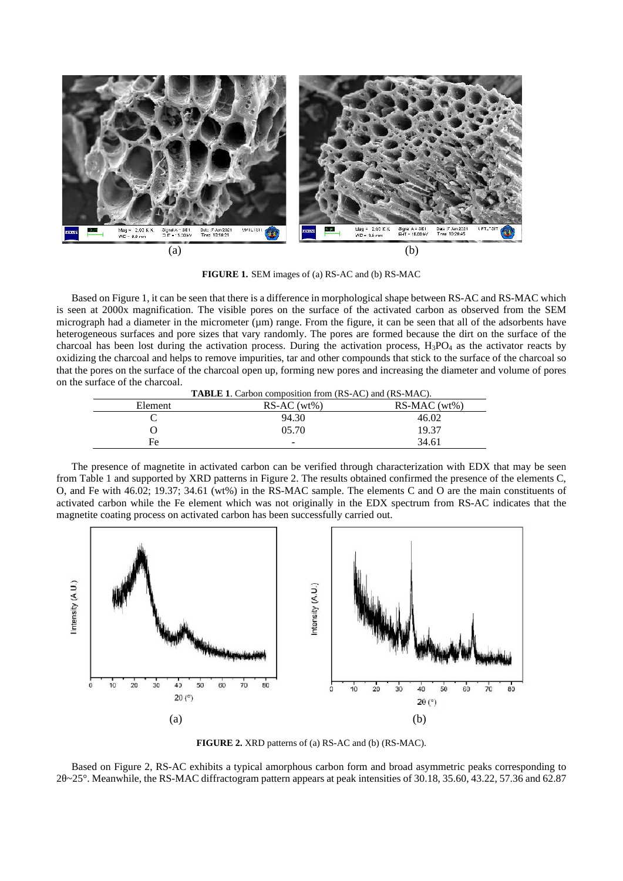**FIGURE 1.** SEM images of (a) RS-AC and (b) RS-MAC

Based on Figure 1, it can be seen that there is a difference in morphological shape between RS-AC and RS-MAC which is seen at 2000x magnification. The visible pores on the surface of the activated carbon as observed from the SEM micrograph had a diameter in the micrometer (μm) range. From the figure, it can be seen that all of the adsorbents have heterogeneous surfaces and pore sizes that vary randomly. The pores are formed because the dirt on the surface of the charcoal has been lost during the activation process. During the activation process, $H_3PO_4$ as the activator reacts by oxidizing the charcoal and helps to remove impurities, tar and other compounds that stick to the surface of the charcoal so that the pores on the surface of the charcoal open up, forming new pores and increasing the diameter and volume of pores on the surface of the charcoal.

**TABLE 1**. Carbon composition from (RS-AC) and (RS-MAC).

| Element | RS-AC (wt%) | RS-MAC (wt%) |
|---|---|---|
| C | 94.30 | 46.02 |
| O | 05.70 | 19.37 |
| Fe | - | 34.61 |

The presence of magnetite in activated carbon can be verified through characterization with EDX that may be seen from Table 1 and supported by XRD patterns in Figure 2. The results obtained confirmed the presence of the elements C, O, and Fe with 46.02; 19.37; 34.61 (wt%) in the RS-MAC sample. The elements C and O are the main constituents of activated carbon while the Fe element which was not originally in the EDX spectrum from RS-AC indicates that the magnetite coating process on activated carbon has been successfully carried out.

**FIGURE 2.** XRD patterns of (a) RS-AC and (b) (RS-MAC).

Based on Figure 2, RS-AC exhibits a typical amorphous carbon form and broad asymmetric peaks corresponding to $2\theta \sim 25°$. Meanwhile, the RS-MAC diffractogram pattern appears at peak intensities of 30.18, 35.60, 43.22, 57.36 and 62.87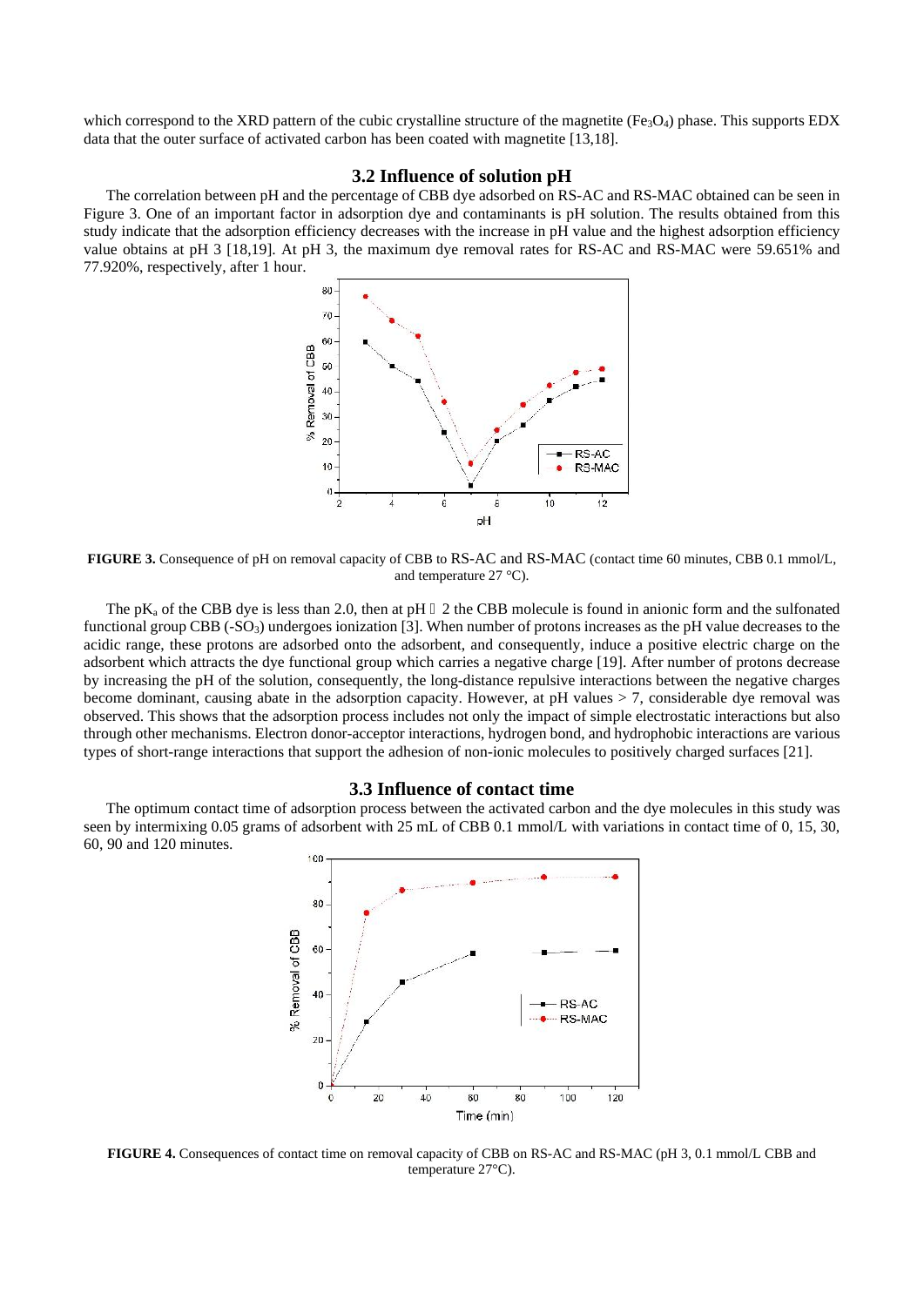which correspond to the XRD pattern of the cubic crystalline structure of the magnetite ($Fe_3O_4$) phase. This supports EDX data that the outer surface of activated carbon has been coated with magnetite [13,18].

### 3.2 Influence of solution pH

The correlation between pH and the percentage of CBB dye adsorbed on RS-AC and RS-MAC obtained can be seen in Figure 3. One of an important factor in adsorption dye and contaminants is pH solution. The results obtained from this study indicate that the adsorption efficiency decreases with the increase in pH value and the highest adsorption efficiency value obtains at pH 3 [18,19]. At pH 3, the maximum dye removal rates for RS-AC and RS-MAC were 59.651% and 77.920%, respectively, after 1 hour.

**FIGURE 3.** Consequence of pH on removal capacity of CBB to RS-AC and RS-MAC (contact time 60 minutes, CBB 0.1 mmol/L, and temperature 27 °C).

The $pK_a$ of the CBB dye is less than 2.0, then at pH $\geq$ 2 the CBB molecule is found in anionic form and the sulfonated functional group CBB ($-SO_3$) undergoes ionization [3]. When number of protons increases as the pH value decreases to the acidic range, these protons are adsorbed onto the adsorbent, and consequently, induce a positive electric charge on the adsorbent which attracts the dye functional group which carries a negative charge [19]. After number of protons decrease by increasing the pH of the solution, consequently, the long-distance repulsive interactions between the negative charges become dominant, causing abate in the adsorption capacity. However, at pH values > 7, considerable dye removal was observed. This shows that the adsorption process includes not only the impact of simple electrostatic interactions but also through other mechanisms. Electron donor-acceptor interactions, hydrogen bond, and hydrophobic interactions are various types of short-range interactions that support the adhesion of non-ionic molecules to positively charged surfaces [21].

### 3.3 Influence of contact time

The optimum contact time of adsorption process between the activated carbon and the dye molecules in this study was seen by intermixing 0.05 grams of adsorbent with 25 mL of CBB 0.1 mmol/L with variations in contact time of 0, 15, 30, 60, 90 and 120 minutes.

**FIGURE 4.** Consequences of contact time on removal capacity of CBB on RS-AC and RS-MAC (pH 3, 0.1 mmol/L CBB and temperature 27°C).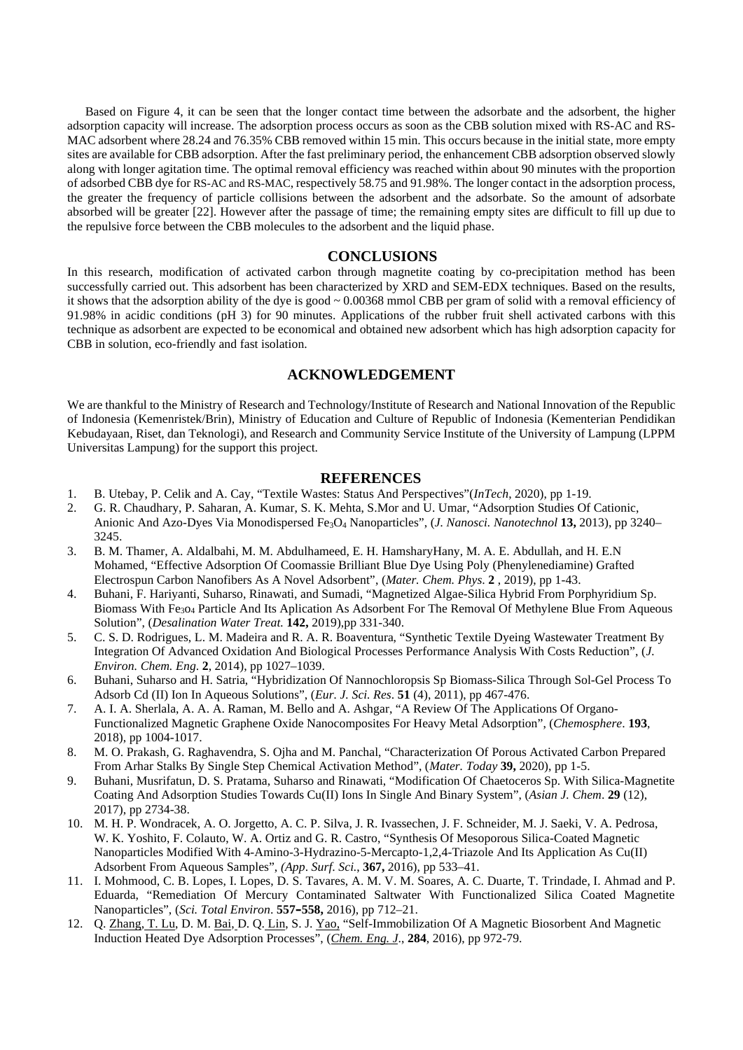Based on Figure 4, it can be seen that the longer contact time between the adsorbate and the adsorbent, the higher adsorption capacity will increase. The adsorption process occurs as soon as the CBB solution mixed with RS-AC and RS-MAC adsorbent where 28.24 and 76.35% CBB removed within 15 min. This occurs because in the initial state, more empty sites are available for CBB adsorption. After the fast preliminary period, the enhancement CBB adsorption observed slowly along with longer agitation time. The optimal removal efficiency was reached within about 90 minutes with the proportion of adsorbed CBB dye for RS-AC and RS-MAC, respectively 58.75 and 91.98%. The longer contact in the adsorption process, the greater the frequency of particle collisions between the adsorbent and the adsorbate. So the amount of adsorbate absorbed will be greater [22]. However after the passage of time; the remaining empty sites are difficult to fill up due to the repulsive force between the CBB molecules to the adsorbent and the liquid phase.

## CONCLUSIONS

In this research, modification of activated carbon through magnetite coating by co-precipitation method has been successfully carried out. This adsorbent has been characterized by XRD and SEM-EDX techniques. Based on the results, it shows that the adsorption ability of the dye is good ~ 0.00368 mmol CBB per gram of solid with a removal efficiency of 91.98% in acidic conditions (pH 3) for 90 minutes. Applications of the rubber fruit shell activated carbons with this technique as adsorbent are expected to be economical and obtained new adsorbent which has high adsorption capacity for CBB in solution, eco-friendly and fast isolation.

## ACKNOWLEDGEMENT

We are thankful to the Ministry of Research and Technology/Institute of Research and National Innovation of the Republic of Indonesia (Kemenristek/Brin), Ministry of Education and Culture of Republic of Indonesia (Kementerian Pendidikan Kebudayaan, Riset, dan Teknologi), and Research and Community Service Institute of the University of Lampung (LPPM Universitas Lampung) for the support this project.

## REFERENCES

1. B. Utebay, P. Celik and A. Cay, "Textile Wastes: Status And Perspectives"(*InTech*, 2020), pp 1-19.
2. G. R. Chaudhary, P. Saharan, A. Kumar, S. K. Mehta, S.Mor and U. Umar, "Adsorption Studies Of Cationic, Anionic And Azo-Dyes Via Monodispersed $Fe_3O_4$ Nanoparticles", (*J. Nanosci. Nanotechnol* **13,** 2013), pp 3240–3245.
3. B. M. Thamer, A. Aldalbahi, M. M. Abdulhameeed, E. H. HamsharyHany, M. A. E. Abdullah, and H. E.N Mohamed, "Effective Adsorption Of Coomassie Brilliant Blue Dye Using Poly (Phenylenediamine) Grafted Electrospun Carbon Nanofibers As A Novel Adsorbent", (*Mater. Chem. Phys*. **2** , 2019), pp 1-43.
4. Buhani, F. Hariyanti, Suharso, Rinawati, and Sumadi, "Magnetized Algae-Silica Hybrid From Porphyridium Sp. Biomass With $Fe_3O_4$ Particle And Its Aplication As Adsorbent For The Removal Of Methylene Blue From Aqueous Solution", (*Desalination Water Treat.* **142,** 2019),pp 331-340.
5. C. S. D. Rodrigues, L. M. Madeira and R. A. R. Boaventura, "Synthetic Textile Dyeing Wastewater Treatment By Integration Of Advanced Oxidation And Biological Processes Performance Analysis With Costs Reduction", (*J. Environ. Chem. Eng*. **2**, 2014), pp 1027–1039.
6. Buhani, Suharso and H. Satria, "Hybridization Of Nannochloropsis Sp Biomass-Silica Through Sol-Gel Process To Adsorb Cd (II) Ion In Aqueous Solutions", (*Eur. J. Sci. Res*. **51** (4), 2011), pp 467-476.
7. A. I. A. Sherlala, A. A. A. Raman, M. Bello and A. Ashgar, "A Review Of The Applications Of Organo-Functionalized Magnetic Graphene Oxide Nanocomposites For Heavy Metal Adsorption", (*Chemosphere*. **193**, 2018), pp 1004-1017.
8. M. O. Prakash, G. Raghavendra, S. Ojha and M. Panchal, "Characterization Of Porous Activated Carbon Prepared From Arhar Stalks By Single Step Chemical Activation Method", (*Mater. Today* **39,** 2020), pp 1-5.
9. Buhani, Musrifatun, D. S. Pratama, Suharso and Rinawati, "Modification Of Chaetoceros Sp. With Silica-Magnetite Coating And Adsorption Studies Towards Cu(II) Ions In Single And Binary System", (*Asian J. Chem*. **29** (12), 2017), pp 2734-38.
10. M. H. P. Wondracek, A. O. Jorgetto, A. C. P. Silva, J. R. Ivassechen, J. F. Schneider, M. J. Saeki, V. A. Pedrosa, W. K. Yoshito, F. Colauto, W. A. Ortiz and G. R. Castro, "Synthesis Of Mesoporous Silica-Coated Magnetic Nanoparticles Modified With 4-Amino-3-Hydrazino-5-Mercapto-1,2,4-Triazole And Its Application As Cu(II) Adsorbent From Aqueous Samples", *(App. Surf. Sci.*, **367,** 2016), pp 533–41.
11. I. Mohmood, C. B. Lopes, I. Lopes, D. S. Tavares, A. M. V. M. Soares, A. C. Duarte, T. Trindade, I. Ahmad and P. Eduarda, "Remediation Of Mercury Contaminated Saltwater With Functionalized Silica Coated Magnetite Nanoparticles", (*Sci. Total Environ*. **557–558,** 2016), pp 712–21.
12. Q. Zhang, T. Lu, D. M. Bai, D. Q. Lin, S. J. Yao, "Self-Immobilization Of A Magnetic Biosorbent And Magnetic Induction Heated Dye Adsorption Processes", (*Chem. Eng. J*., **284**, 2016), pp 972-79.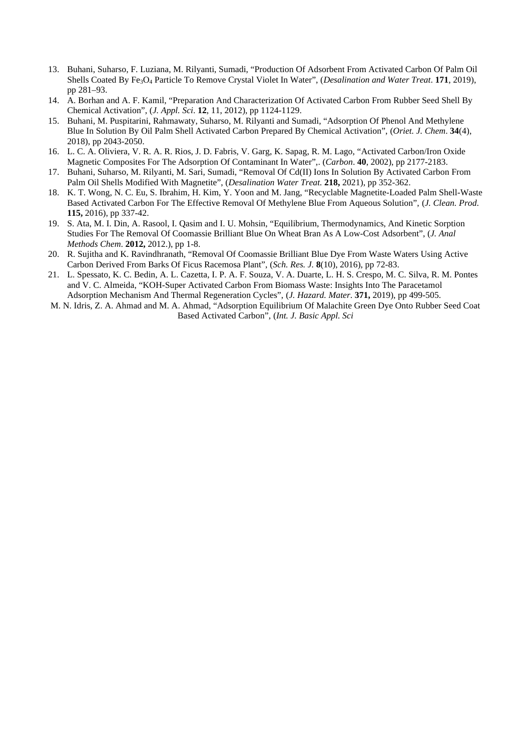13. Buhani, Suharso, F. Luziana, M. Rilyanti, Sumadi, “Production Of Adsorbent From Activated Carbon Of Palm Oil Shells Coated By $Fe_3O_4$ Particle To Remove Crystal Violet In Water”, (*Desalination and Water Treat*. **171**, 2019), pp 281–93.
14. A. Borhan and A. F. Kamil, “Preparation And Characterization Of Activated Carbon From Rubber Seed Shell By Chemical Activation”, (*J. Appl. Sci*. **12**, 11, 2012), pp 1124-1129.
15. Buhani, M. Puspitarini, Rahmawaty, Suharso, M. Rilyanti and Sumadi, “Adsorption Of Phenol And Methylene Blue In Solution By Oil Palm Shell Activated Carbon Prepared By Chemical Activation”, (*Oriet. J. Chem*. **34**(4), 2018), pp 2043-2050.
16. L. C. A. Oliviera, V. R. A. R. Rios, J. D. Fabris, V. Garg, K. Sapag, R. M. Lago, “Activated Carbon/Iron Oxide Magnetic Composites For The Adsorption Of Contaminant In Water”,. (*Carbon*. **40**, 2002), pp 2177-2183.
17. Buhani, Suharso, M. Rilyanti, M. Sari, Sumadi, “Removal Of Cd(II) Ions In Solution By Activated Carbon From Palm Oil Shells Modified With Magnetite”, (*Desalination Water Treat.* **218,** 2021), pp 352-362.
18. K. T. Wong, N. C. Eu, S. Ibrahim, H. Kim, Y. Yoon and M. Jang, “Recyclable Magnetite-Loaded Palm Shell-Waste Based Activated Carbon For The Effective Removal Of Methylene Blue From Aqueous Solution”, (*J. Clean. Prod*. **115,** 2016), pp 337-42.
19. S. Ata, M. I. Din, A. Rasool, I. Qasim and I. U. Mohsin, “Equilibrium, Thermodynamics, And Kinetic Sorption Studies For The Removal Of Coomassie Brilliant Blue On Wheat Bran As A Low-Cost Adsorbent”, (*J. Anal Methods Chem*. **2012,** 2012.), pp 1-8.
20. R. Sujitha and K. Ravindhranath, “Removal Of Coomassie Brilliant Blue Dye From Waste Waters Using Active Carbon Derived From Barks Of Ficus Racemosa Plant”, (*Sch. Res. J.* **8**(10), 2016), pp 72-83.
21. L. Spessato, K. C. Bedin, A. L. Cazetta, I. P. A. F. Souza, V. A. Duarte, L. H. S. Crespo, M. C. Silva, R. M. Pontes and V. C. Almeida, “KOH-Super Activated Carbon From Biomass Waste: Insights Into The Paracetamol Adsorption Mechanism And Thermal Regeneration Cycles”, (*J. Hazard. Mater*. **371,** 2019), pp 499-505.

M. N. Idris, Z. A. Ahmad and M. A. Ahmad, “Adsorption Equilibrium Of Malachite Green Dye Onto Rubber Seed Coat Based Activated Carbon”, (*Int. J. Basic Appl. Sci*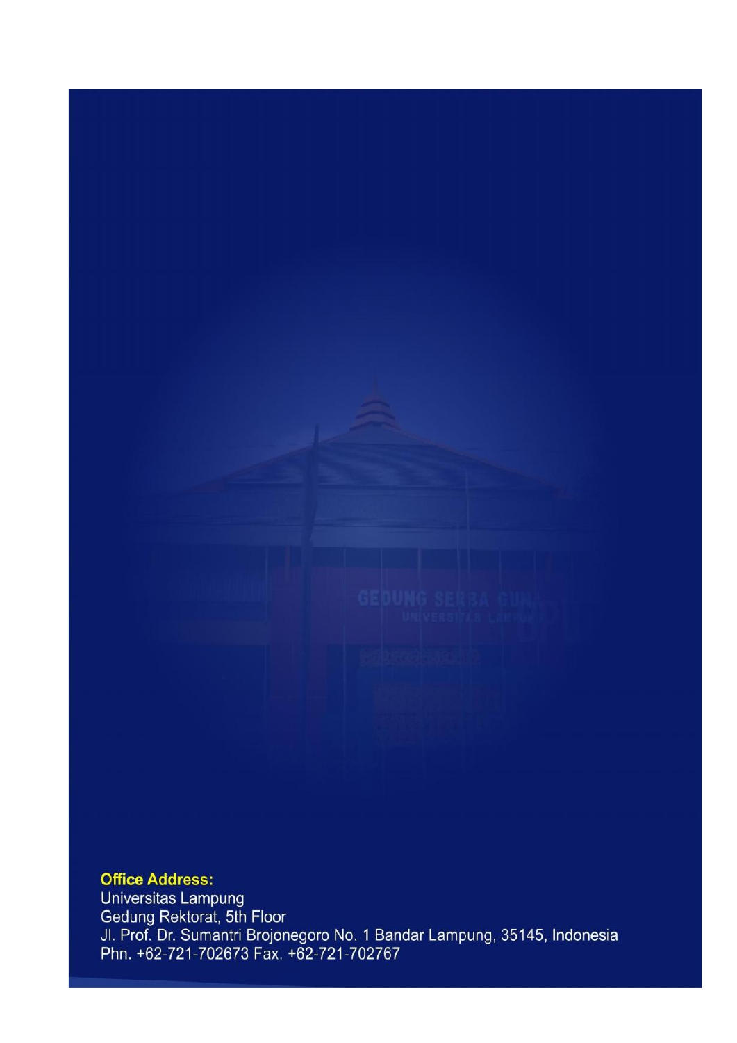**Office Address:**

Universitas Lampung
Gedung Rektorat, 5th Floor
Jl. Prof. Dr. Sumantri Brojonegoro No. 1 Bandar Lampung, 35145, Indonesia
Phn. +62-721-702673 Fax. +62-721-702767